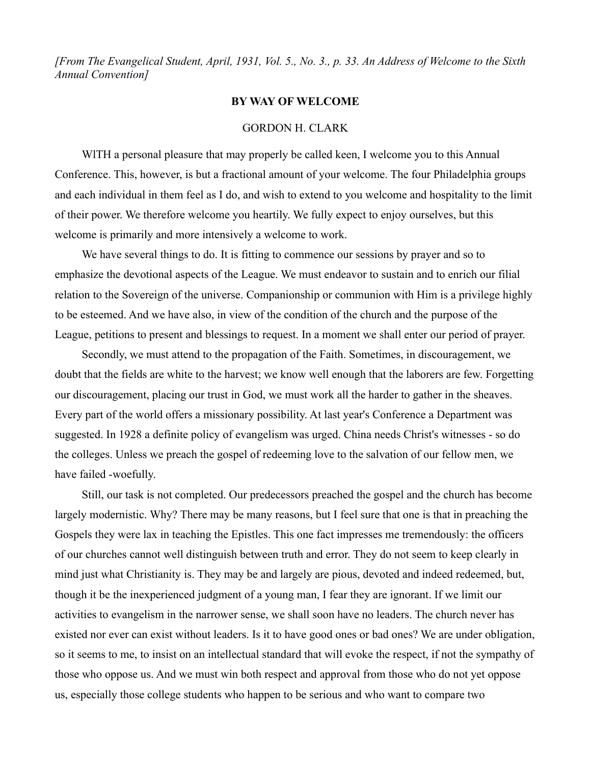*[From The Evangelical Student, April, 1931, Vol. 5., No. 3., p. 33. An Address of Welcome to the Sixth Annual Convention]*

## BY WAY OF WELCOME

GORDON H. CLARK

WlTH a personal pleasure that may properly be called keen, I welcome you to this Annual Conference. This, however, is but a fractional amount of your welcome. The four Philadelphia groups and each individual in them feel as I do, and wish to extend to you welcome and hospitality to the limit of their power. We therefore welcome you heartily. We fully expect to enjoy ourselves, but this welcome is primarily and more intensively a welcome to work.

We have several things to do. It is fitting to commence our sessions by prayer and so to emphasize the devotional aspects of the League. We must endeavor to sustain and to enrich our filial relation to the Sovereign of the universe. Companionship or communion with Him is a privilege highly to be esteemed. And we have also, in view of the condition of the church and the purpose of the League, petitions to present and blessings to request. In a moment we shall enter our period of prayer.

Secondly, we must attend to the propagation of the Faith. Sometimes, in discouragement, we doubt that the fields are white to the harvest; we know well enough that the laborers are few. Forgetting our discouragement, placing our trust in God, we must work all the harder to gather in the sheaves. Every part of the world offers a missionary possibility. At last year's Conference a Department was suggested. In 1928 a definite policy of evangelism was urged. China needs Christ's witnesses - so do the colleges. Unless we preach the gospel of redeeming love to the salvation of our fellow men, we have failed -woefully.

Still, our task is not completed. Our predecessors preached the gospel and the church has become largely modernistic. Why? There may be many reasons, but I feel sure that one is that in preaching the Gospels they were lax in teaching the Epistles. This one fact impresses me tremendously: the officers of our churches cannot well distinguish between truth and error. They do not seem to keep clearly in mind just what Christianity is. They may be and largely are pious, devoted and indeed redeemed, but, though it be the inexperienced judgment of a young man, I fear they are ignorant. If we limit our activities to evangelism in the narrower sense, we shall soon have no leaders. The church never has existed nor ever can exist without leaders. Is it to have good ones or bad ones? We are under obligation, so it seems to me, to insist on an intellectual standard that will evoke the respect, if not the sympathy of those who oppose us. And we must win both respect and approval from those who do not yet oppose us, especially those college students who happen to be serious and who want to compare two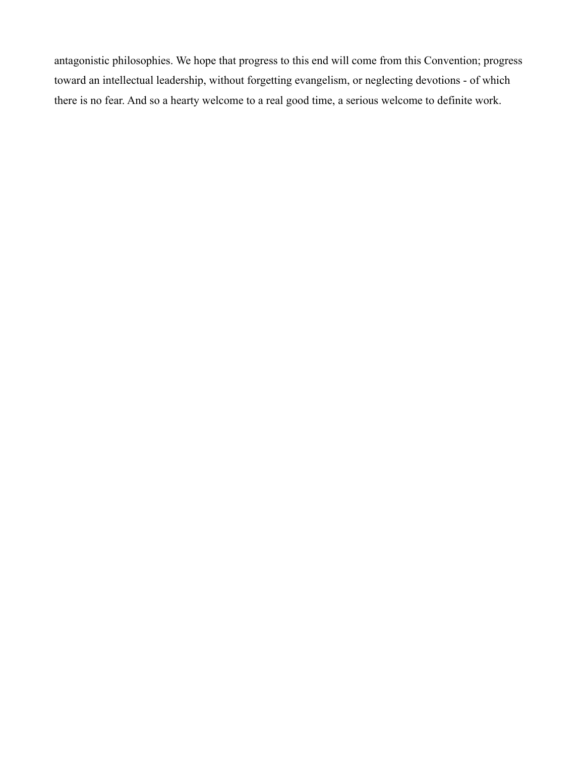antagonistic philosophies. We hope that progress to this end will come from this Convention; progress toward an intellectual leadership, without forgetting evangelism, or neglecting devotions - of which there is no fear. And so a hearty welcome to a real good time, a serious welcome to definite work.